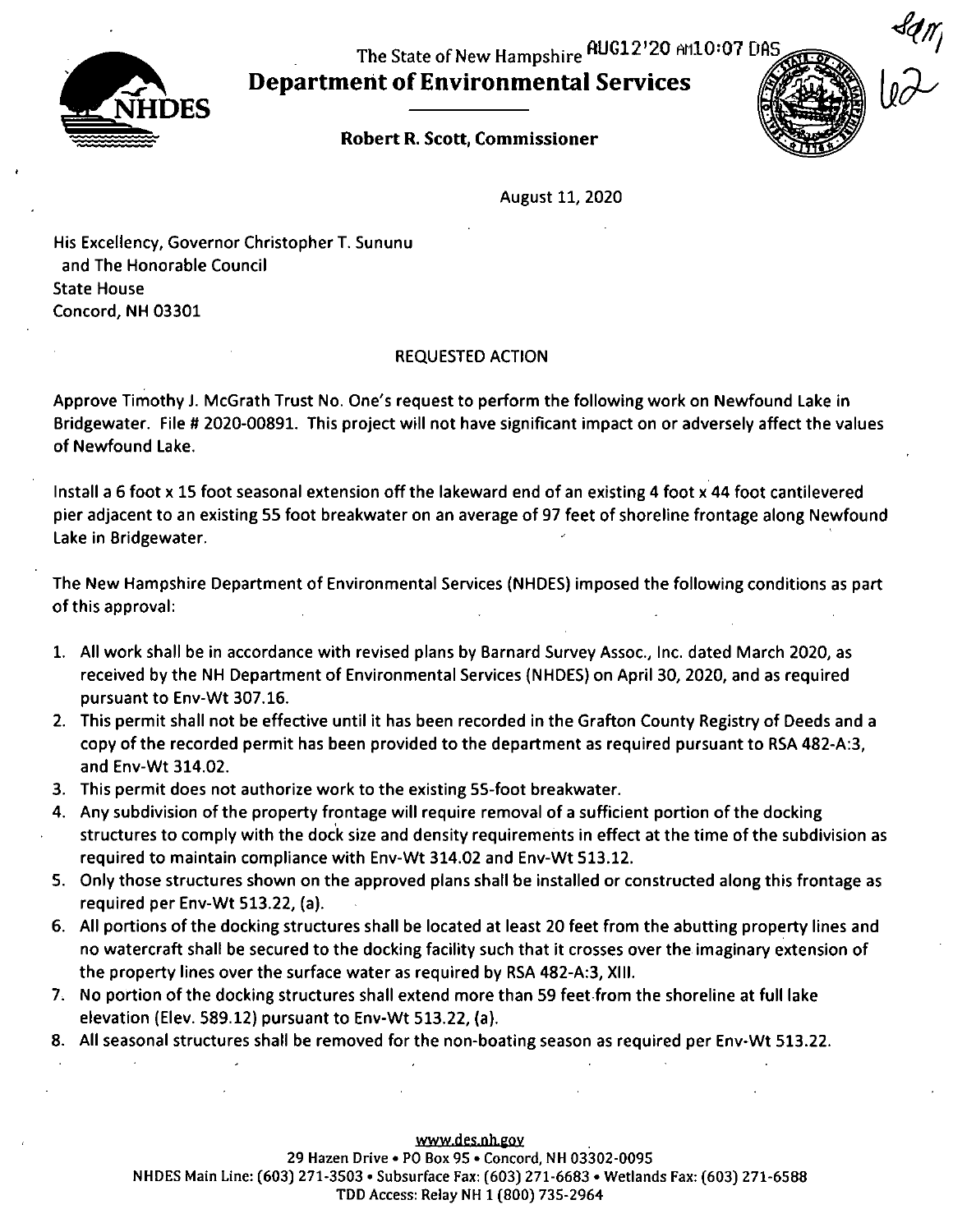The State of New Hampshire AUG12'20 AM10:07 DAS

# Department of Environmental Services

**Robert R. Scott, Commissioner**

August 11, 2020

His Excellency, Governor Christopher T. Sununu
and The Honorable Council
State House
Concord, NH 03301

REQUESTED ACTION

Approve Timothy J. McGrath Trust No. One's request to perform the following work on Newfound Lake in Bridgewater. File # 2020-00891. This project will not have significant impact on or adversely affect the values of Newfound Lake.

Install a 6 foot x 15 foot seasonal extension off the lakeward end of an existing 4 foot x 44 foot cantilevered pier adjacent to an existing 55 foot breakwater on an average of 97 feet of shoreline frontage along Newfound Lake in Bridgewater.

The New Hampshire Department of Environmental Services (NHDES) imposed the following conditions as part of this approval:

1. All work shall be in accordance with revised plans by Barnard Survey Assoc., Inc. dated March 2020, as received by the NH Department of Environmental Services (NHDES) on April 30, 2020, and as required pursuant to Env-Wt 307.16.
2. This permit shall not be effective until it has been recorded in the Grafton County Registry of Deeds and a copy of the recorded permit has been provided to the department as required pursuant to RSA 482-A:3, and Env-Wt 314.02.
3. This permit does not authorize work to the existing 55-foot breakwater.
4. Any subdivision of the property frontage will require removal of a sufficient portion of the docking structures to comply with the dock size and density requirements in effect at the time of the subdivision as required to maintain compliance with Env-Wt 314.02 and Env-Wt 513.12.
5. Only those structures shown on the approved plans shall be installed or constructed along this frontage as required per Env-Wt 513.22, (a).
6. All portions of the docking structures shall be located at least 20 feet from the abutting property lines and no watercraft shall be secured to the docking facility such that it crosses over the imaginary extension of the property lines over the surface water as required by RSA 482-A:3, XIII.
7. No portion of the docking structures shall extend more than 59 feet from the shoreline at full lake elevation (Elev. 589.12) pursuant to Env-Wt 513.22, (a).
8. All seasonal structures shall be removed for the non-boating season as required per Env-Wt 513.22.

www.des.nh.gov
29 Hazen Drive • PO Box 95 • Concord, NH 03302-0095
NHDES Main Line: (603) 271-3503 • Subsurface Fax: (603) 271-6683 • Wetlands Fax: (603) 271-6588
TDD Access: Relay NH 1 (800) 735-2964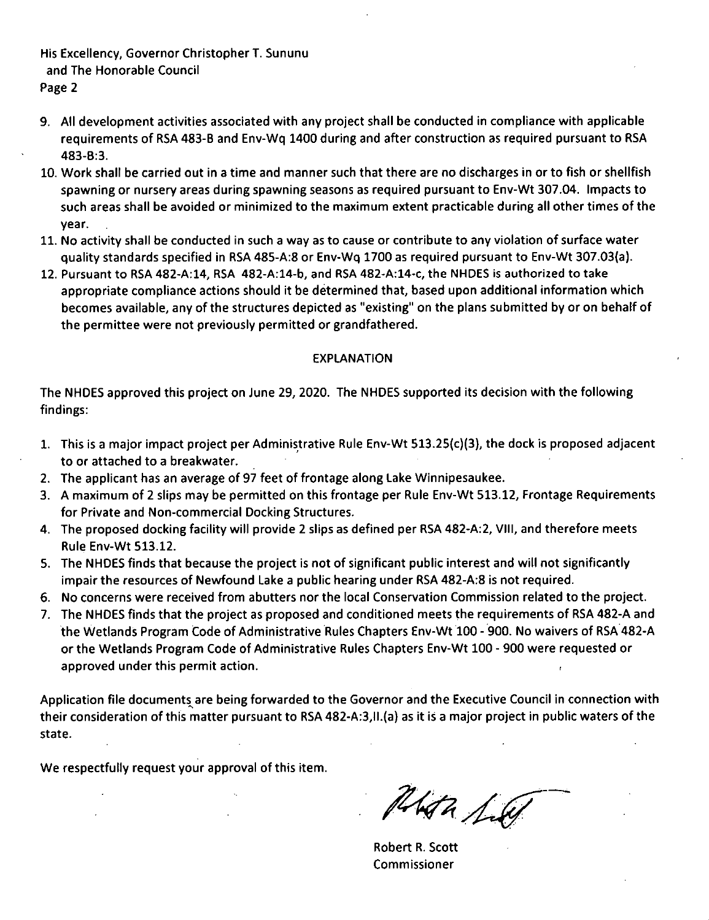9. All development activities associated with any project shall be conducted in compliance with applicable requirements of RSA 483-B and Env-Wq 1400 during and after construction as required pursuant to RSA 483-B:3.
10. Work shall be carried out in a time and manner such that there are no discharges in or to fish or shellfish spawning or nursery areas during spawning seasons as required pursuant to Env-Wt 307.04. Impacts to such areas shall be avoided or minimized to the maximum extent practicable during all other times of the year.
11. No activity shall be conducted in such a way as to cause or contribute to any violation of surface water quality standards specified in RSA 485-A:8 or Env-Wq 1700 as required pursuant to Env-Wt 307.03(a).
12. Pursuant to RSA 482-A:14, RSA 482-A:14-b, and RSA 482-A:14-c, the NHDES is authorized to take appropriate compliance actions should it be determined that, based upon additional information which becomes available, any of the structures depicted as "existing" on the plans submitted by or on behalf of the permittee were not previously permitted or grandfathered.

## EXPLANATION

The NHDES approved this project on June 29, 2020. The NHDES supported its decision with the following findings:

1. This is a major impact project per Administrative Rule Env-Wt 513.25(c)(3), the dock is proposed adjacent to or attached to a breakwater.
2. The applicant has an average of 97 feet of frontage along Lake Winnipesaukee.
3. A maximum of 2 slips may be permitted on this frontage per Rule Env-Wt 513.12, Frontage Requirements for Private and Non-commercial Docking Structures.
4. The proposed docking facility will provide 2 slips as defined per RSA 482-A:2, VIII, and therefore meets Rule Env-Wt 513.12.
5. The NHDES finds that because the project is not of significant public interest and will not significantly impair the resources of Newfound Lake a public hearing under RSA 482-A:8 is not required.
6. No concerns were received from abutters nor the local Conservation Commission related to the project.
7. The NHDES finds that the project as proposed and conditioned meets the requirements of RSA 482-A and the Wetlands Program Code of Administrative Rules Chapters Env-Wt 100 - 900. No waivers of RSA 482-A or the Wetlands Program Code of Administrative Rules Chapters Env-Wt 100 - 900 were requested or approved under this permit action.

Application file documents are being forwarded to the Governor and the Executive Council in connection with their consideration of this matter pursuant to RSA 482-A:3,II.(a) as it is a major project in public waters of the state.

We respectfully request your approval of this item.

Robert R. Scott
Commissioner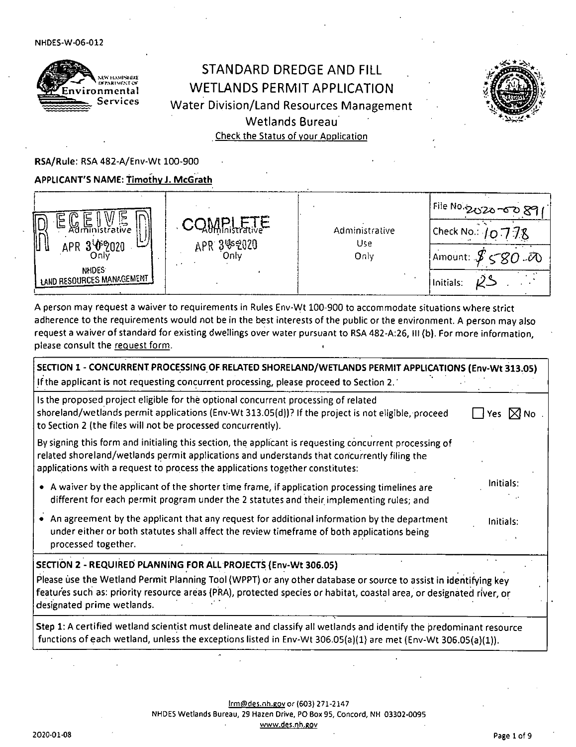NHDES-W-06-012

# STANDARD DREDGE AND FILL WETLANDS PERMIT APPLICATION

## Water Division/Land Resources Management Wetlands Bureau

Check the Status of your Application

**RSA/Rule**: RSA 482-A/Env-Wt 100-900

**APPLICANT'S NAME: Timothy J. McGrath**

| RECEIVED Administrative Use Only APR 30 2020 NHDES LAND RESOURCES MANAGEMENT | COMPLETE Administrative Use Only APR 30 2020 | Administrative Use Only | File No.: 2020-00891 |
|---|---|---|---|
| | | | Check No.: 10778 |
| | | | Amount: $580.00 |
| | | | Initials: RS |

A person may request a waiver to requirements in Rules Env-Wt 100-900 to accommodate situations where strict adherence to the requirements would not be in the best interests of the public or the environment. A person may also request a waiver of standard for existing dwellings over water pursuant to RSA 482-A:26, III (b). For more information, please consult the request form.

### SECTION 1 - CONCURRENT PROCESSING OF RELATED SHORELAND/WETLANDS PERMIT APPLICATIONS (Env-Wt 313.05)

If the applicant is not requesting concurrent processing, please proceed to Section 2.

Is the proposed project eligible for the optional concurrent processing of related shoreland/wetlands permit applications (Env-Wt 313.05(d))? If the project is not eligible, proceed to Section 2 (the files will not be processed concurrently). ☐ Yes ☒ No

By signing this form and initialing this section, the applicant is requesting concurrent processing of related shoreland/wetlands permit applications and understands that concurrently filing the applications with a request to process the applications together constitutes:

- A waiver by the applicant of the shorter time frame, if application processing timelines are different for each permit program under the 2 statutes and their implementing rules; and — Initials:
- An agreement by the applicant that any request for additional information by the department under either or both statutes shall affect the review timeframe of both applications being processed together. — Initials:

### SECTION 2 - REQUIRED PLANNING FOR ALL PROJECTS (Env-Wt 306.05)

Please use the Wetland Permit Planning Tool (WPPT) or any other database or source to assist in identifying key features such as: priority resource areas (PRA), protected species or habitat, coastal area, or designated river, or designated prime wetlands.

**Step 1:** A certified wetland scientist must delineate and classify all wetlands and identify the predominant resource functions of each wetland, unless the exceptions listed in Env-Wt 306.05(a)(1) are met (Env-Wt 306.05(a)(1)).

lrm@des.nh.gov or (603) 271-2147
NHDES Wetlands Bureau, 29 Hazen Drive, PO Box 95, Concord, NH 03302-0095
www.des.nh.gov

2020-01-08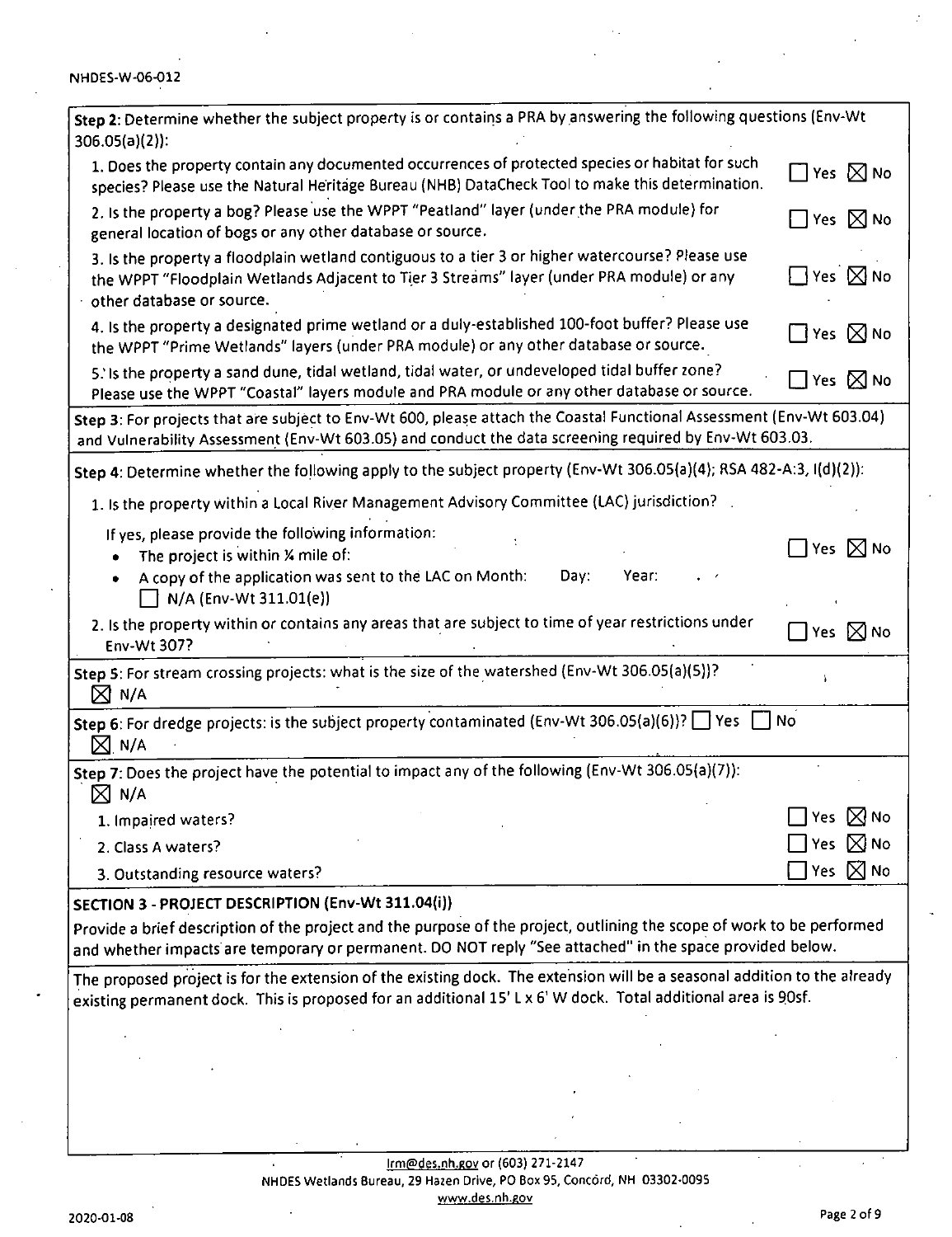**Step 2:** Determine whether the subject property is or contains a PRA by answering the following questions (Env-Wt 306.05(a)(2)):

1. Does the property contain any documented occurrences of protected species or habitat for such species? Please use the Natural Heritage Bureau (NHB) DataCheck Tool to make this determination. ☐ Yes ☒ No

2. Is the property a bog? Please use the WPPT "Peatland" layer (under the PRA module) for general location of bogs or any other database or source. ☐ Yes ☒ No

3. Is the property a floodplain wetland contiguous to a tier 3 or higher watercourse? Please use the WPPT "Floodplain Wetlands Adjacent to Tier 3 Streams" layer (under PRA module) or any other database or source. ☐ Yes ☒ No

4. Is the property a designated prime wetland or a duly-established 100-foot buffer? Please use the WPPT "Prime Wetlands" layers (under PRA module) or any other database or source. ☐ Yes ☒ No

5. Is the property a sand dune, tidal wetland, tidal water, or undeveloped tidal buffer zone? Please use the WPPT "Coastal" layers module and PRA module or any other database or source. ☐ Yes ☒ No

**Step 3:** For projects that are subject to Env-Wt 600, please attach the Coastal Functional Assessment (Env-Wt 603.04) and Vulnerability Assessment (Env-Wt 603.05) and conduct the data screening required by Env-Wt 603.03.

**Step 4:** Determine whether the following apply to the subject property (Env-Wt 306.05(a)(4); RSA 482-A:3, I(d)(2)):

1. Is the property within a Local River Management Advisory Committee (LAC) jurisdiction? ☐ Yes ☒ No

   If yes, please provide the following information:
   - The project is within ¼ mile of:
   - A copy of the application was sent to the LAC on Month: Day: Year:
     ☐ N/A (Env-Wt 311.01(e))

2. Is the property within or contains any areas that are subject to time of year restrictions under Env-Wt 307? ☐ Yes ☒ No

**Step 5:** For stream crossing projects: what is the size of the watershed (Env-Wt 306.05(a)(5))?
☒ N/A

**Step 6:** For dredge projects: is the subject property contaminated (Env-Wt 306.05(a)(6))? ☐ Yes ☐ No
☒ N/A

**Step 7:** Does the project have the potential to impact any of the following (Env-Wt 306.05(a)(7)):
☒ N/A

1. Impaired waters? ☐ Yes ☒ No
2. Class A waters? ☐ Yes ☒ No
3. Outstanding resource waters? ☐ Yes ☒ No

## SECTION 3 - PROJECT DESCRIPTION (Env-Wt 311.04(i))

Provide a brief description of the project and the purpose of the project, outlining the scope of work to be performed and whether impacts are temporary or permanent. DO NOT reply "See attached" in the space provided below.

The proposed project is for the extension of the existing dock. The extension will be a seasonal addition to the already existing permanent dock. This is proposed for an additional 15' L x 6' W dock. Total additional area is 90sf.

lrm@des.nh.gov or (603) 271-2147
NHDES Wetlands Bureau, 29 Hazen Drive, PO Box 95, Concord, NH 03302-0095
www.des.nh.gov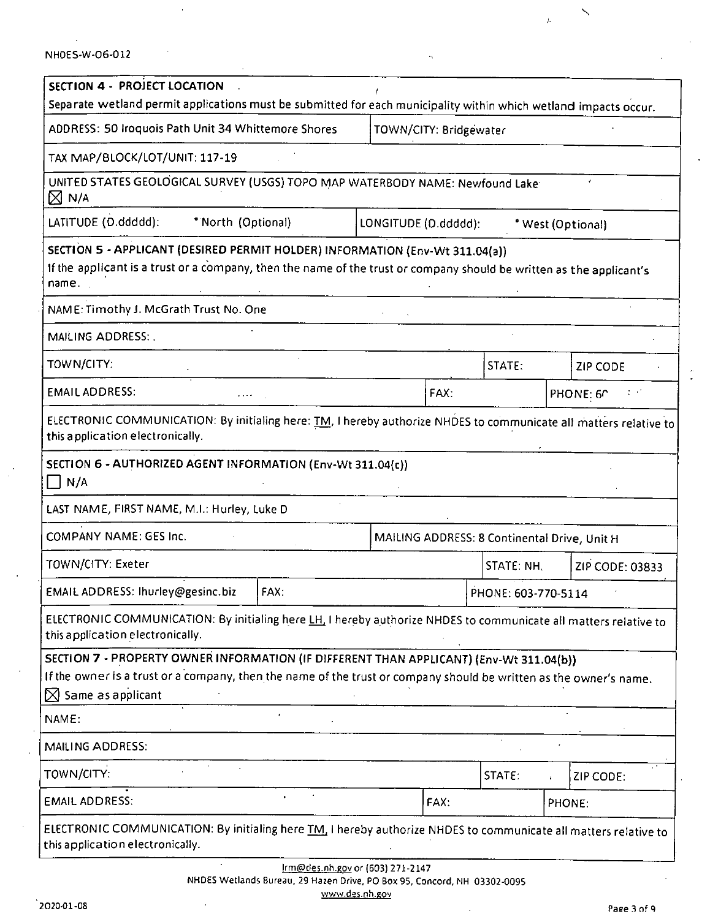**SECTION 4 - PROJECT LOCATION**

Separate wetland permit applications must be submitted for each municipality within which wetland impacts occur.

| ADDRESS: 50 Iroquois Path Unit 34 Whittemore Shores | TOWN/CITY: Bridgewater |
|---|---|
| TAX MAP/BLOCK/LOT/UNIT: 117-19 | |
| UNITED STATES GEOLOGICAL SURVEY (USGS) TOPO MAP WATERBODY NAME: Newfound Lake ☒ N/A | |
| LATITUDE (D.ddddd): ° North (Optional) | LONGITUDE (D.ddddd): ° West (Optional) |

**SECTION 5 - APPLICANT (DESIRED PERMIT HOLDER) INFORMATION (Env-Wt 311.04(a))**

If the applicant is a trust or a company, then the name of the trust or company should be written as the applicant's name.

| NAME: Timothy J. McGrath Trust No. One | | |
|---|---|---|
| MAILING ADDRESS: | | |
| TOWN/CITY: | STATE: | ZIP CODE |
| EMAIL ADDRESS: | FAX: | PHONE: 6^ |

ELECTRONIC COMMUNICATION: By initialing here: TM, I hereby authorize NHDES to communicate all matters relative to this application electronically.

**SECTION 6 - AUTHORIZED AGENT INFORMATION (Env-Wt 311.04(c))**

☐ N/A

| LAST NAME, FIRST NAME, M.I.: Hurley, Luke D | | |
|---|---|---|
| COMPANY NAME: GES Inc. | MAILING ADDRESS: 8 Continental Drive, Unit H | |
| TOWN/CITY: Exeter | STATE: NH. | ZIP CODE: 03833 |
| EMAIL ADDRESS: lhurley@gesinc.biz | FAX: | PHONE: 603-770-5114 |

ELECTRONIC COMMUNICATION: By initialing here LH, I hereby authorize NHDES to communicate all matters relative to this application electronically.

**SECTION 7 - PROPERTY OWNER INFORMATION (IF DIFFERENT THAN APPLICANT) (Env-Wt 311.04(b))**

If the owner is a trust or a company, then the name of the trust or company should be written as the owner's name.

☒ Same as applicant

| NAME: | | |
|---|---|---|
| MAILING ADDRESS: | | |
| TOWN/CITY: | STATE: | ZIP CODE: |
| EMAIL ADDRESS: | FAX: | PHONE: |

ELECTRONIC COMMUNICATION: By initialing here TM, I hereby authorize NHDES to communicate all matters relative to this application electronically.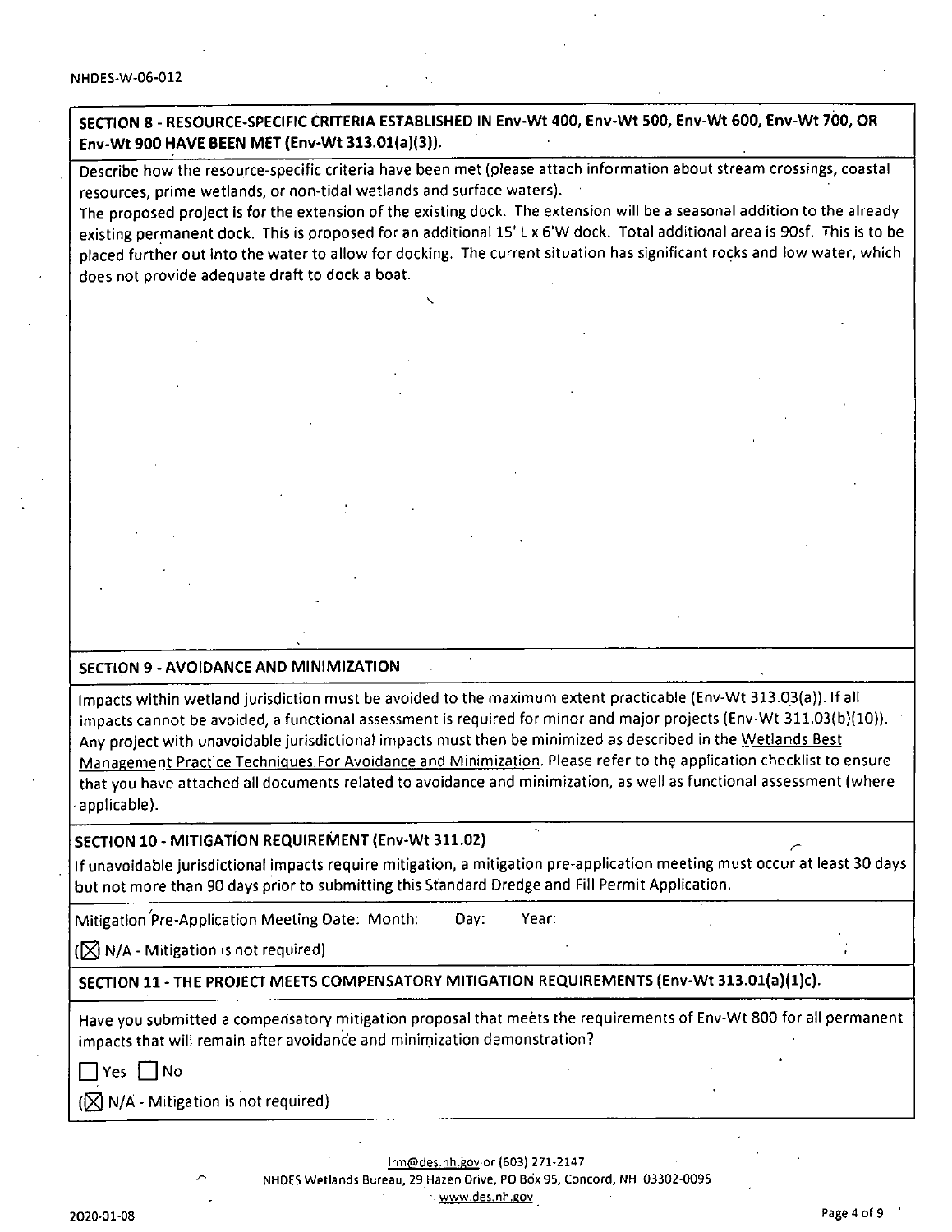## SECTION 8 - RESOURCE-SPECIFIC CRITERIA ESTABLISHED IN Env-Wt 400, Env-Wt 500, Env-Wt 600, Env-Wt 700, OR Env-Wt 900 HAVE BEEN MET (Env-Wt 313.01(a)(3)).

Describe how the resource-specific criteria have been met (please attach information about stream crossings, coastal resources, prime wetlands, or non-tidal wetlands and surface waters).

The proposed project is for the extension of the existing dock. The extension will be a seasonal addition to the already existing permanent dock. This is proposed for an additional 15' L x 6'W dock. Total additional area is 90sf. This is to be placed further out into the water to allow for docking. The current situation has significant rocks and low water, which does not provide adequate draft to dock a boat.

## SECTION 9 - AVOIDANCE AND MINIMIZATION

Impacts within wetland jurisdiction must be avoided to the maximum extent practicable (Env-Wt 313.03(a)). If all impacts cannot be avoided, a functional assessment is required for minor and major projects (Env-Wt 311.03(b)(10)). Any project with unavoidable jurisdictional impacts must then be minimized as described in the Wetlands Best Management Practice Techniques For Avoidance and Minimization. Please refer to the application checklist to ensure that you have attached all documents related to avoidance and minimization, as well as functional assessment (where applicable).

## SECTION 10 - MITIGATION REQUIREMENT (Env-Wt 311.02)

If unavoidable jurisdictional impacts require mitigation, a mitigation pre-application meeting must occur at least 30 days but not more than 90 days prior to submitting this Standard Dredge and Fill Permit Application.

Mitigation Pre-Application Meeting Date: Month: Day: Year:

(☒ N/A - Mitigation is not required)

## SECTION 11 - THE PROJECT MEETS COMPENSATORY MITIGATION REQUIREMENTS (Env-Wt 313.01(a)(1)c).

Have you submitted a compensatory mitigation proposal that meets the requirements of Env-Wt 800 for all permanent impacts that will remain after avoidance and minimization demonstration?

☐ Yes ☐ No

(☒ N/A - Mitigation is not required)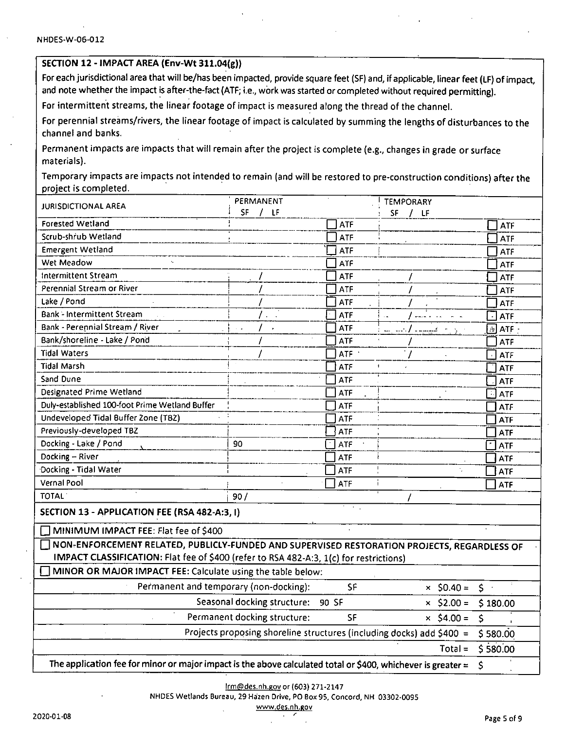NHDES-W-06-012

## SECTION 12 - IMPACT AREA (Env-Wt 311.04(g))

For each jurisdictional area that will be/has been impacted, provide square feet (SF) and, if applicable, linear feet (LF) of impact, and note whether the impact is after-the-fact (ATF; i.e., work was started or completed without required permitting).

For intermittent streams, the linear footage of impact is measured along the thread of the channel.

For perennial streams/rivers, the linear footage of impact is calculated by summing the lengths of disturbances to the channel and banks.

Permanent impacts are impacts that will remain after the project is complete (e.g., changes in grade or surface materials).

Temporary impacts are impacts not intended to remain (and will be restored to pre-construction conditions) after the project is completed.

| JURISDICTIONAL AREA | PERMANENT SF / LF | | TEMPORARY SF / LF | |
|---|---|---|---|---|
| Forested Wetland | | ☐ ATF | | ☐ ATF |
| Scrub-shrub Wetland | | ☐ ATF | | ☐ ATF |
| Emergent Wetland | | ☐ ATF | | ☐ ATF |
| Wet Meadow | | ☐ ATF | | ☐ ATF |
| Intermittent Stream | / | ☐ ATF | / | ☐ ATF |
| Perennial Stream or River | / | ☐ ATF | / | ☐ ATF |
| Lake / Pond | / | ☐ ATF | / | ☐ ATF |
| Bank - Intermittent Stream | / | ☐ ATF | / | ☐ ATF |
| Bank - Perennial Stream / River | / | ☐ ATF | / | ☐ ATF |
| Bank/shoreline - Lake / Pond | / | ☐ ATF | / | ☐ ATF |
| Tidal Waters | / | ☐ ATF | / | ☐ ATF |
| Tidal Marsh | | ☐ ATF | | ☐ ATF |
| Sand Dune | | ☐ ATF | | ☐ ATF |
| Designated Prime Wetland | | ☐ ATF | | ☐ ATF |
| Duly-established 100-foot Prime Wetland Buffer | | ☐ ATF | | ☐ ATF |
| Undeveloped Tidal Buffer Zone (TBZ) | | ☐ ATF | | ☐ ATF |
| Previously-developed TBZ | | ☐ ATF | | ☐ ATF |
| Docking - Lake / Pond | 90 | ☐ ATF | | ☐ ATF |
| Docking – River | | ☐ ATF | | ☐ ATF |
| Docking - Tidal Water | | ☐ ATF | | ☐ ATF |
| Vernal Pool | | ☐ ATF | | ☐ ATF |
| TOTAL | 90 / | | / | |

## SECTION 13 - APPLICATION FEE (RSA 482-A:3, I)

☐ **MINIMUM IMPACT FEE:** Flat fee of $400

☐ **NON-ENFORCEMENT RELATED, PUBLICLY-FUNDED AND SUPERVISED RESTORATION PROJECTS, REGARDLESS OF IMPACT CLASSIFICATION:** Flat fee of $400 (refer to RSA 482-A:3, 1(c) for restrictions)

☐ **MINOR OR MAJOR IMPACT FEE:** Calculate using the table below:

| | | | |
|---|---|---|---|
| Permanent and temporary (non-docking): | SF | × $0.40 = | $ |
| Seasonal docking structure: | 90 SF | × $2.00 = | $ 180.00 |
| Permanent docking structure: | SF | × $4.00 = | $ |
| Projects proposing shoreline structures (including docks) add $400 = | | | $ 580.00 |
| | | Total = | $ 580.00 |

The application fee for minor or major impact is the above calculated total or $400, whichever is greater = $

lrm@des.nh.gov or (603) 271-2147
NHDES Wetlands Bureau, 29 Hazen Drive, PO Box 95, Concord, NH 03302-0095
www.des.nh.gov

2020-01-08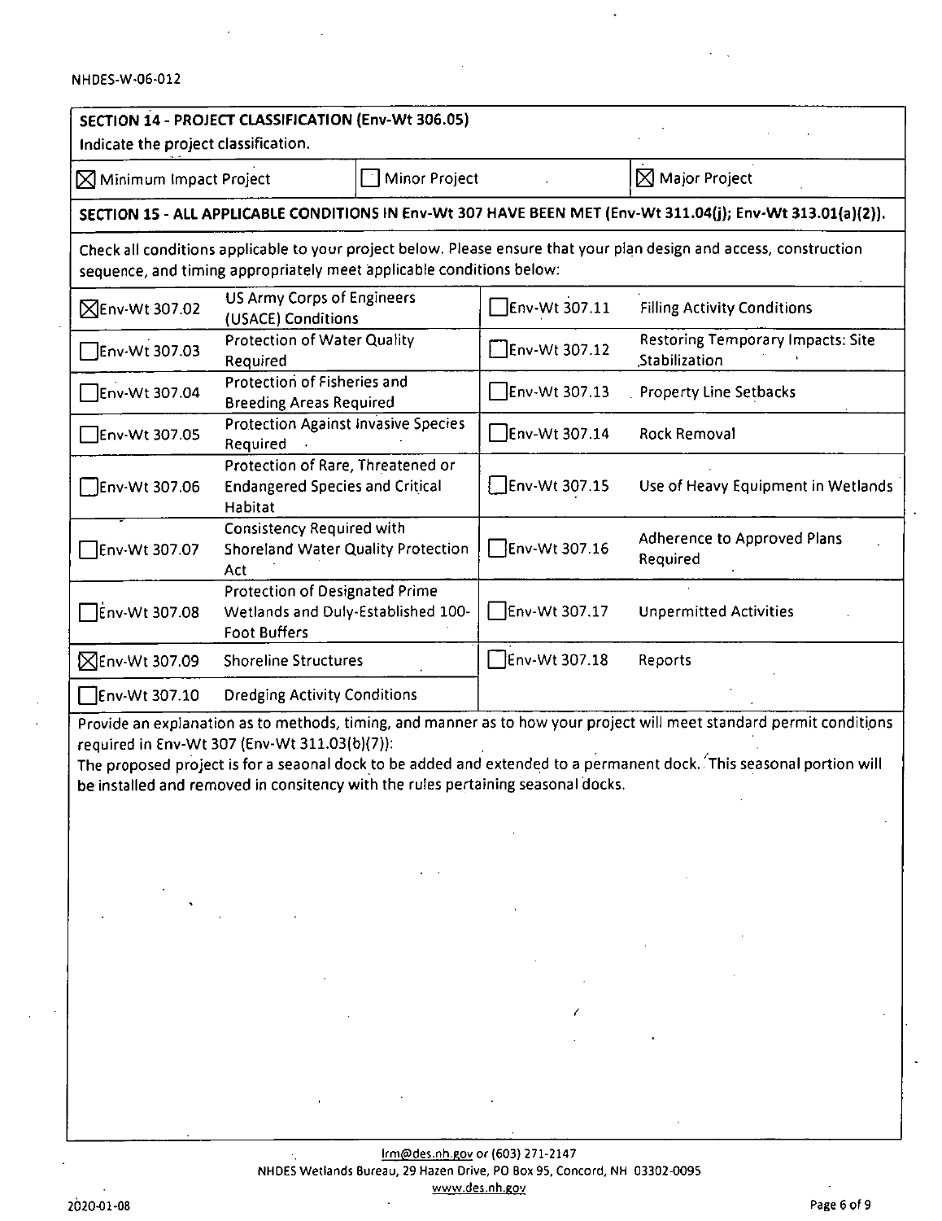## SECTION 14 - PROJECT CLASSIFICATION (Env-Wt 306.05)

Indicate the project classification.

| | | |
|---|---|---|
| ☒ Minimum Impact Project | ☐ Minor Project | ☒ Major Project |

## SECTION 15 - ALL APPLICABLE CONDITIONS IN Env-Wt 307 HAVE BEEN MET (Env-Wt 311.04(j); Env-Wt 313.01(a)(2)).

Check all conditions applicable to your project below. Please ensure that your plan design and access, construction sequence, and timing appropriately meet applicable conditions below:

| | | | |
|---|---|---|---|
| ☒ Env-Wt 307.02 | US Army Corps of Engineers (USACE) Conditions | ☐ Env-Wt 307.11 | Filling Activity Conditions |
| ☐ Env-Wt 307.03 | Protection of Water Quality Required | ☐ Env-Wt 307.12 | Restoring Temporary Impacts: Site Stabilization |
| ☐ Env-Wt 307.04 | Protection of Fisheries and Breeding Areas Required | ☐ Env-Wt 307.13 | Property Line Setbacks |
| ☐ Env-Wt 307.05 | Protection Against Invasive Species Required | ☐ Env-Wt 307.14 | Rock Removal |
| ☐ Env-Wt 307.06 | Protection of Rare, Threatened or Endangered Species and Critical Habitat | ☐ Env-Wt 307.15 | Use of Heavy Equipment in Wetlands |
| ☐ Env-Wt 307.07 | Consistency Required with Shoreland Water Quality Protection Act | ☐ Env-Wt 307.16 | Adherence to Approved Plans Required |
| ☐ Env-Wt 307.08 | Protection of Designated Prime Wetlands and Duly-Established 100-Foot Buffers | ☐ Env-Wt 307.17 | Unpermitted Activities |
| ☒ Env-Wt 307.09 | Shoreline Structures | ☐ Env-Wt 307.18 | Reports |
| ☐ Env-Wt 307.10 | Dredging Activity Conditions | | |

Provide an explanation as to methods, timing, and manner as to how your project will meet standard permit conditions required in Env-Wt 307 (Env-Wt 311.03(b)(7)):

The proposed project is for a seaonal dock to be added and extended to a permanent dock. This seasonal portion will be installed and removed in consitency with the rules pertaining seasonal docks.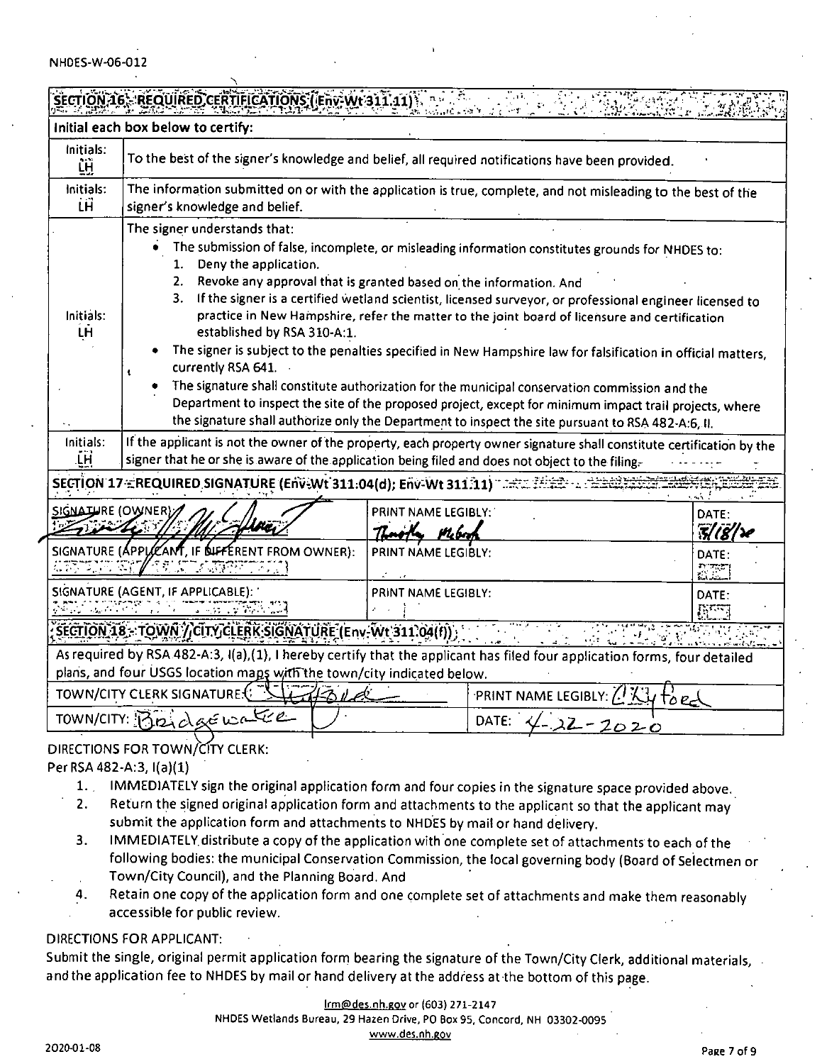NHDES-W-06-012

## SECTION 16 - REQUIRED CERTIFICATIONS (Env-Wt 311.11)

**Initial each box below to certify:**

| | |
|---|---|
| Initials: LH | To the best of the signer's knowledge and belief, all required notifications have been provided. |
| Initials: LH | The information submitted on or with the application is true, complete, and not misleading to the best of the signer's knowledge and belief. |
| Initials: LH | The signer understands that:<br>• The submission of false, incomplete, or misleading information constitutes grounds for NHDES to:<br>1. Deny the application.<br>2. Revoke any approval that is granted based on the information. And<br>3. If the signer is a certified wetland scientist, licensed surveyor, or professional engineer licensed to practice in New Hampshire, refer the matter to the joint board of licensure and certification established by RSA 310-A:1.<br>• The signer is subject to the penalties specified in New Hampshire law for falsification in official matters, currently RSA 641.<br>• The signature shall constitute authorization for the municipal conservation commission and the Department to inspect the site of the proposed project, except for minimum impact trail projects, where the signature shall authorize only the Department to inspect the site pursuant to RSA 482-A:6, II. |
| Initials: LH | If the applicant is not the owner of the property, each property owner signature shall constitute certification by the signer that he or she is aware of the application being filed and does not object to the filing. |

## SECTION 17 - REQUIRED SIGNATURE (Env-Wt 311.04(d); Env-Wt 311.11)

| SIGNATURE (OWNER): | PRINT NAME LEGIBLY: | DATE: |
|---|---|---|
| [signature] | Timothy McGrath | 3/18/20 |
| **SIGNATURE (APPLICANT, IF DIFFERENT FROM OWNER):** | **PRINT NAME LEGIBLY:** | **DATE:** |
| | | |
| **SIGNATURE (AGENT, IF APPLICABLE):** | **PRINT NAME LEGIBLY:** | **DATE:** |
| | | |

## SECTION 18 - TOWN / CITY CLERK SIGNATURE (Env-Wt 311.04(f))

As required by RSA 482-A:3, I(a),(1), I hereby certify that the applicant has filed four application forms, four detailed plans, and four USGS location maps with the town/city indicated below.

| | |
|---|---|
| TOWN/CITY CLERK SIGNATURE: [signature] | PRINT NAME LEGIBLY: C. Kyford |
| TOWN/CITY: Bridgewater | DATE: 4-22-2020 |

DIRECTIONS FOR TOWN/CITY CLERK:
Per RSA 482-A:3, I(a)(1)

1. IMMEDIATELY sign the original application form and four copies in the signature space provided above.
2. Return the signed original application form and attachments to the applicant so that the applicant may submit the application form and attachments to NHDES by mail or hand delivery.
3. IMMEDIATELY distribute a copy of the application with one complete set of attachments to each of the following bodies: the municipal Conservation Commission, the local governing body (Board of Selectmen or Town/City Council), and the Planning Board. And
4. Retain one copy of the application form and one complete set of attachments and make them reasonably accessible for public review.

DIRECTIONS FOR APPLICANT:
Submit the single, original permit application form bearing the signature of the Town/City Clerk, additional materials, and the application fee to NHDES by mail or hand delivery at the address at the bottom of this page.

lrm@des.nh.gov or (603) 271-2147
NHDES Wetlands Bureau, 29 Hazen Drive, PO Box 95, Concord, NH 03302-0095
www.des.nh.gov

2020-01-08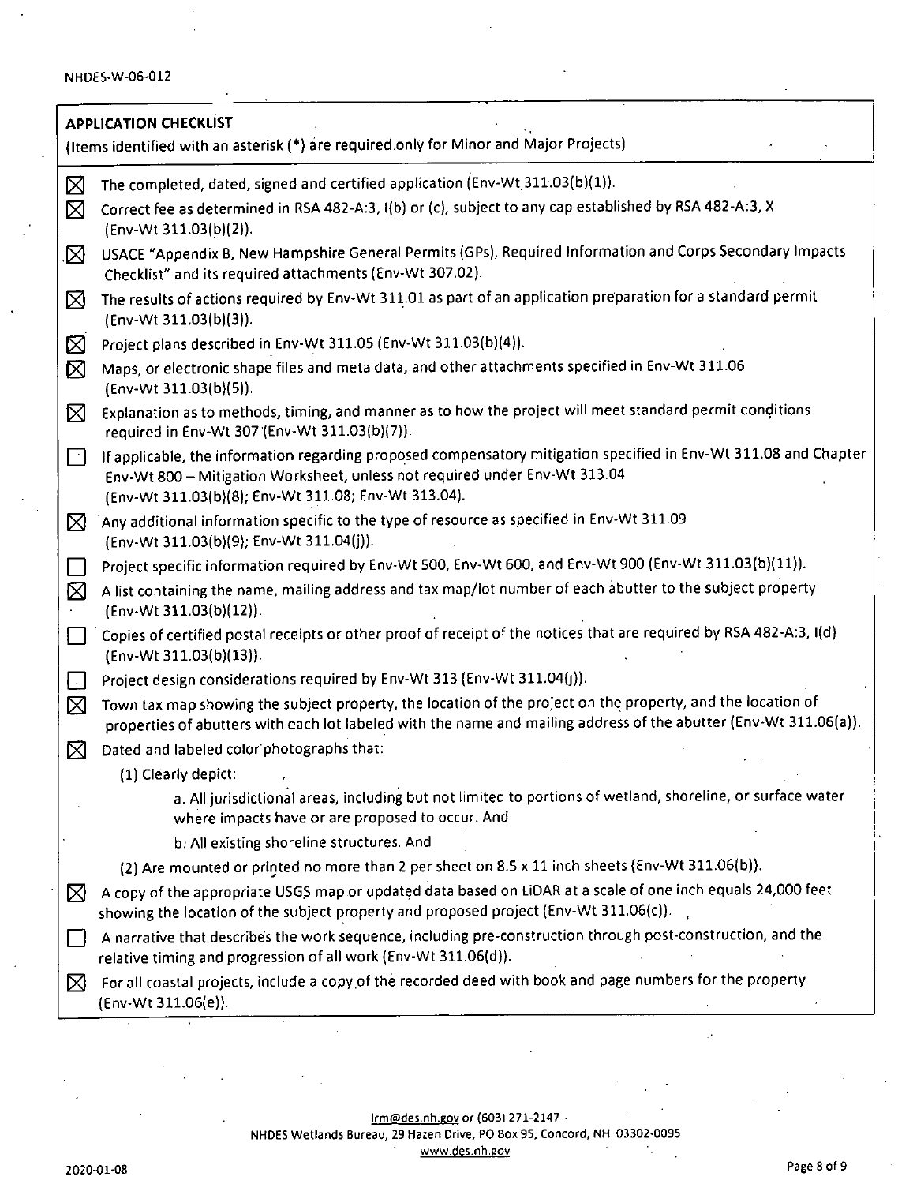## APPLICATION CHECKLIST

(Items identified with an asterisk (*) are required only for Minor and Major Projects)

- [x] The completed, dated, signed and certified application (Env-Wt 311.03(b)(1)).
- [x] Correct fee as determined in RSA 482-A:3, I(b) or (c), subject to any cap established by RSA 482-A:3, X (Env-Wt 311.03(b)(2)).
- [x] USACE "Appendix B, New Hampshire General Permits (GPs), Required Information and Corps Secondary Impacts Checklist" and its required attachments (Env-Wt 307.02).
- [x] The results of actions required by Env-Wt 311.01 as part of an application preparation for a standard permit (Env-Wt 311.03(b)(3)).
- [x] Project plans described in Env-Wt 311.05 (Env-Wt 311.03(b)(4)).
- [x] Maps, or electronic shape files and meta data, and other attachments specified in Env-Wt 311.06 (Env-Wt 311.03(b)(5)).
- [x] Explanation as to methods, timing, and manner as to how the project will meet standard permit conditions required in Env-Wt 307 (Env-Wt 311.03(b)(7)).
- [ ] If applicable, the information regarding proposed compensatory mitigation specified in Env-Wt 311.08 and Chapter Env-Wt 800 – Mitigation Worksheet, unless not required under Env-Wt 313.04 (Env-Wt 311.03(b)(8); Env-Wt 311.08; Env-Wt 313.04).
- [x] Any additional information specific to the type of resource as specified in Env-Wt 311.09 (Env-Wt 311.03(b)(9); Env-Wt 311.04(j)).
- [ ] Project specific information required by Env-Wt 500, Env-Wt 600, and Env-Wt 900 (Env-Wt 311.03(b)(11)).
- [x] A list containing the name, mailing address and tax map/lot number of each abutter to the subject property (Env-Wt 311.03(b)(12)).
- [ ] Copies of certified postal receipts or other proof of receipt of the notices that are required by RSA 482-A:3, I(d) (Env-Wt 311.03(b)(13)).
- [ ] Project design considerations required by Env-Wt 313 (Env-Wt 311.04(j)).
- [x] Town tax map showing the subject property, the location of the project on the property, and the location of properties of abutters with each lot labeled with the name and mailing address of the abutter (Env-Wt 311.06(a)).
- [x] Dated and labeled color photographs that:
  - (1) Clearly depict:
    - a. All jurisdictional areas, including but not limited to portions of wetland, shoreline, or surface water where impacts have or are proposed to occur. And
    - b. All existing shoreline structures. And
  - (2) Are mounted or printed no more than 2 per sheet on 8.5 x 11 inch sheets (Env-Wt 311.06(b)).
- [x] A copy of the appropriate USGS map or updated data based on LiDAR at a scale of one inch equals 24,000 feet showing the location of the subject property and proposed project (Env-Wt 311.06(c)).
- [ ] A narrative that describes the work sequence, including pre-construction through post-construction, and the relative timing and progression of all work (Env-Wt 311.06(d)).
- [x] For all coastal projects, include a copy of the recorded deed with book and page numbers for the property (Env-Wt 311.06(e)).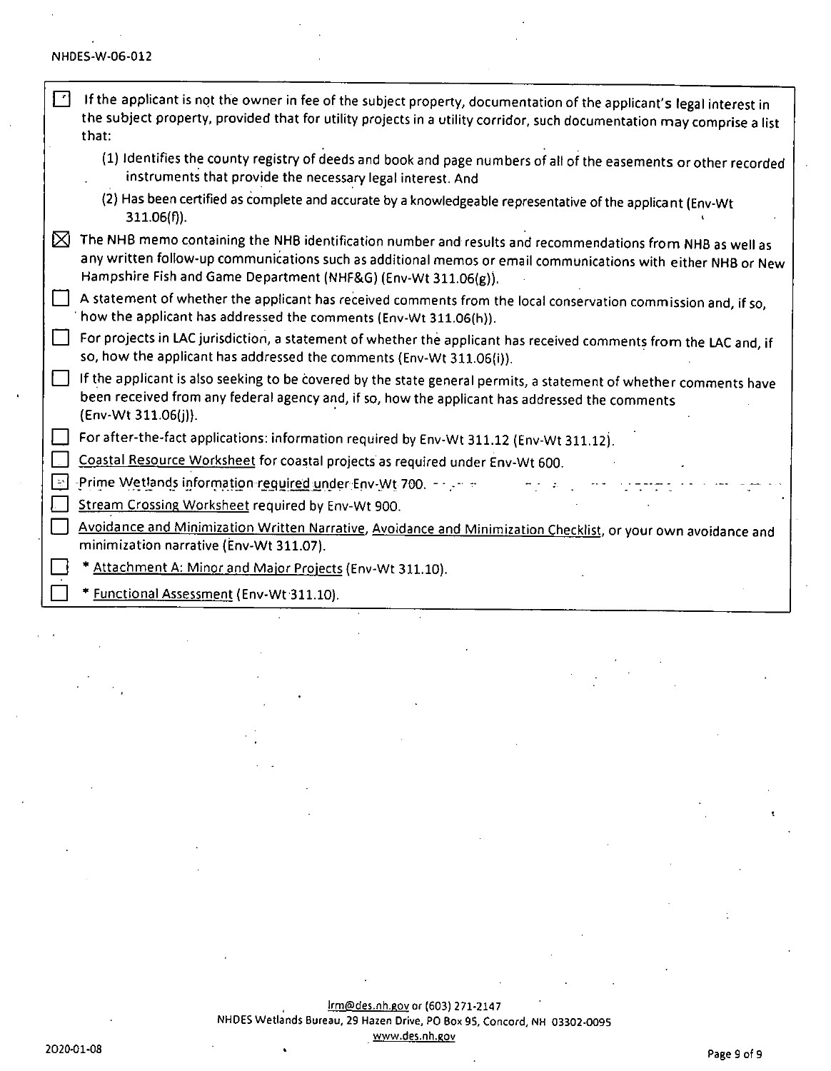- [ ] If the applicant is not the owner in fee of the subject property, documentation of the applicant's legal interest in the subject property, provided that for utility projects in a utility corridor, such documentation may comprise a list that:
    - (1) Identifies the county registry of deeds and book and page numbers of all of the easements or other recorded instruments that provide the necessary legal interest. And
    - (2) Has been certified as complete and accurate by a knowledgeable representative of the applicant (Env-Wt 311.06(f)).
- [x] The NHB memo containing the NHB identification number and results and recommendations from NHB as well as any written follow-up communications such as additional memos or email communications with either NHB or New Hampshire Fish and Game Department (NHF&G) (Env-Wt 311.06(g)).
- [ ] A statement of whether the applicant has received comments from the local conservation commission and, if so, how the applicant has addressed the comments (Env-Wt 311.06(h)).
- [ ] For projects in LAC jurisdiction, a statement of whether the applicant has received comments from the LAC and, if so, how the applicant has addressed the comments (Env-Wt 311.06(i)).
- [ ] If the applicant is also seeking to be covered by the state general permits, a statement of whether comments have been received from any federal agency and, if so, how the applicant has addressed the comments (Env-Wt 311.06(j)).
- [ ] For after-the-fact applications: information required by Env-Wt 311.12 (Env-Wt 311.12).
- [ ] Coastal Resource Worksheet for coastal projects as required under Env-Wt 600.
- [ ] Prime Wetlands information required under Env-Wt 700.
- [ ] Stream Crossing Worksheet required by Env-Wt 900.
- [ ] Avoidance and Minimization Written Narrative, Avoidance and Minimization Checklist, or your own avoidance and minimization narrative (Env-Wt 311.07).
- [ ] * Attachment A: Minor and Major Projects (Env-Wt 311.10).
- [ ] * Functional Assessment (Env-Wt 311.10).

lrm@des.nh.gov or (603) 271-2147
NHDES Wetlands Bureau, 29 Hazen Drive, PO Box 95, Concord, NH 03302-0095
www.des.nh.gov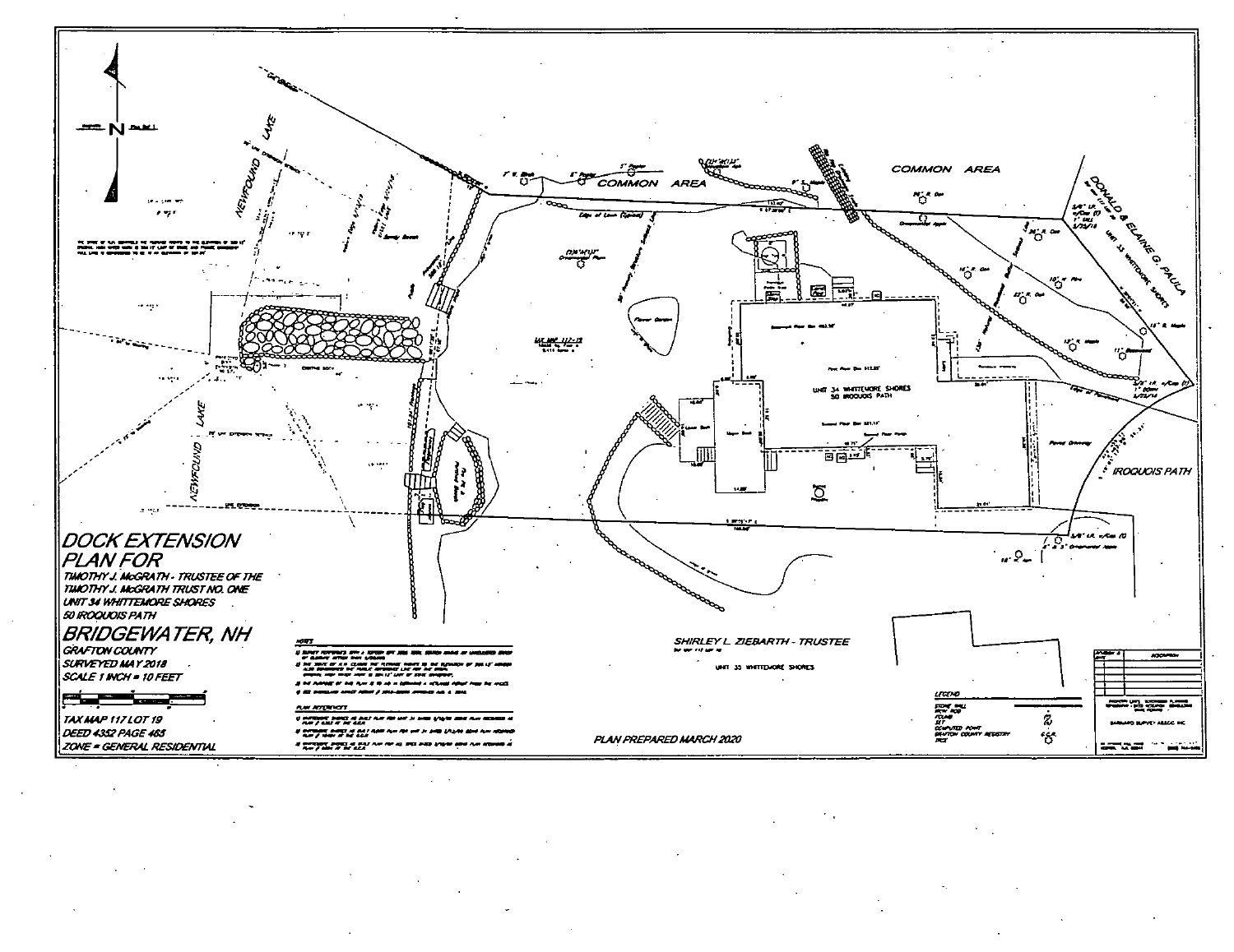# DOCK EXTENSION PLAN FOR

TIMOTHY J. McGRATH - TRUSTEE OF THE TIMOTHY J. McGRATH TRUST NO. ONE

UNIT 34 WHITTEMORE SHORES

50 IROQUOIS PATH

## BRIDGEWATER, NH

GRAFTON COUNTY

SURVEYED MAY 2018

SCALE 1 INCH = 10 FEET

TAX MAP 117 LOT 19

DEED 4352 PAGE 465

ZONE = GENERAL RESIDENTIAL

NEWFOUNDLAKE

COMMON AREA

COMMON AREA

DONALD & ELAINE G. PAULA

UNIT 34 WHITTEMORE SHORES

50 IROQUOIS PATH

IROQUOIS PATH

SHIRLEY L. ZIEBARTH - TRUSTEE

UNIT 35 WHITTEMORE SHORES

PLAN PREPARED MARCH 2020

LEGEND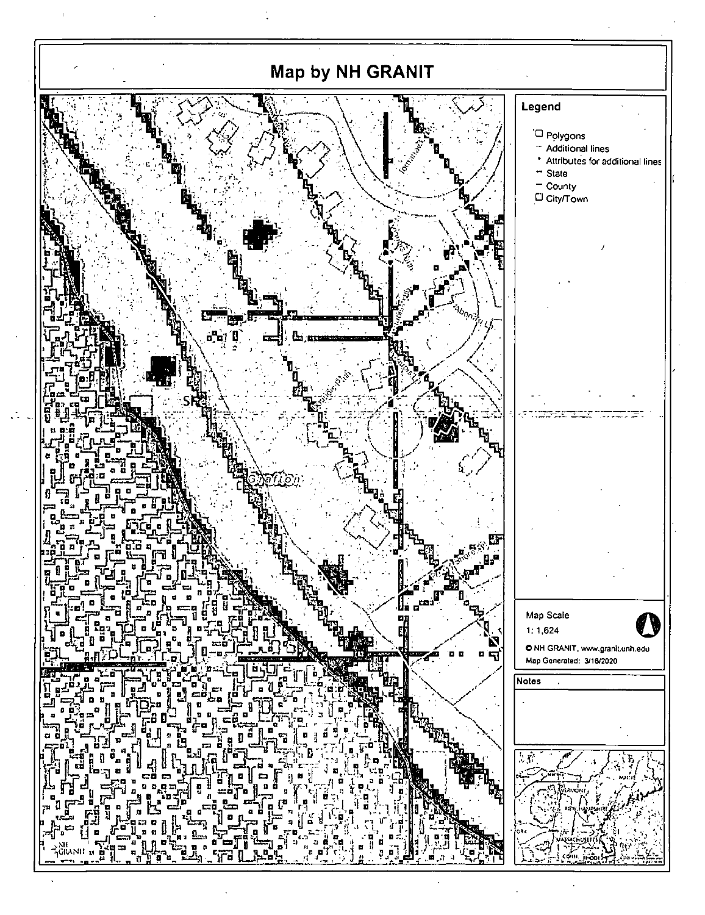# Map by NH GRANIT

**Legend**

- Polygons
- Additional lines
- Attributes for additional lines
- State
- County
- City/Town

Map Scale

1: 1,624

© NH GRANIT, www.granit.unh.edu

Map Generated: 3/16/2020

**Notes**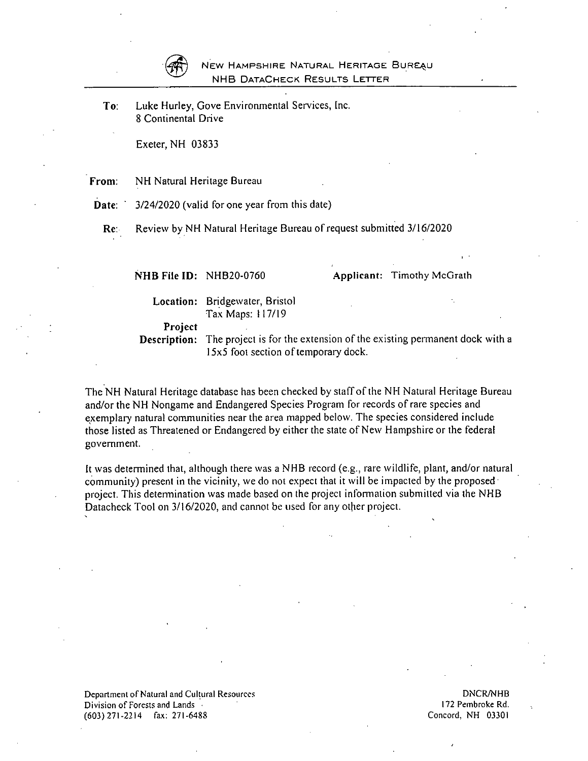# New Hampshire Natural Heritage Bureau

## NHB DataCheck Results Letter

**To:** Luke Hurley, Gove Environmental Services, Inc.
8 Continental Drive

Exeter, NH 03833

**From:** NH Natural Heritage Bureau

**Date:** 3/24/2020 (valid for one year from this date)

**Re:** Review by NH Natural Heritage Bureau of request submitted 3/16/2020

**NHB File ID:** NHB20-0760 **Applicant:** Timothy McGrath

**Location:** Bridgewater, Bristol
Tax Maps: 117/19

**Project Description:** The project is for the extension of the existing permanent dock with a 15x5 foot section of temporary dock.

The NH Natural Heritage database has been checked by staff of the NH Natural Heritage Bureau and/or the NH Nongame and Endangered Species Program for records of rare species and exemplary natural communities near the area mapped below. The species considered include those listed as Threatened or Endangered by either the state of New Hampshire or the federal government.

It was determined that, although there was a NHB record (e.g., rare wildlife, plant, and/or natural community) present in the vicinity, we do not expect that it will be impacted by the proposed project. This determination was made based on the project information submitted via the NHB Datacheck Tool on 3/16/2020, and cannot be used for any other project.

Department of Natural and Cultural Resources
Division of Forests and Lands
(603) 271-2214 fax: 271-6488

DNCR/NHB
172 Pembroke Rd.
Concord, NH 03301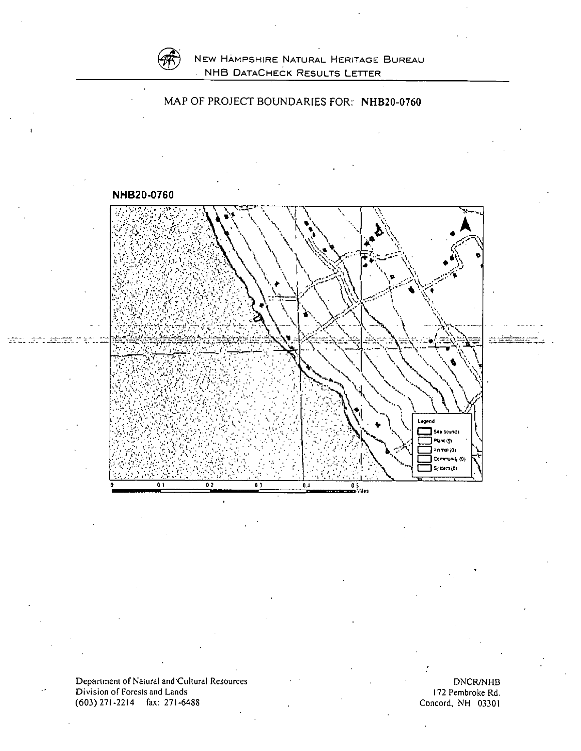NEW HAMPSHIRE NATURAL HERITAGE BUREAU
NHB DATACHECK RESULTS LETTER

MAP OF PROJECT BOUNDARIES FOR: **NHB20-0760**

**NHB20-0760**

Legend
- Site bounds
- Plant (0)
- Animal (0)
- Community (0)
- System (0)

0 0.1 0.2 0.3 0.4 0.5 Miles

Department of Natural and Cultural Resources
Division of Forests and Lands
(603) 271-2214 fax: 271-6488

DNCR/NHB
172 Pembroke Rd.
Concord, NH 03301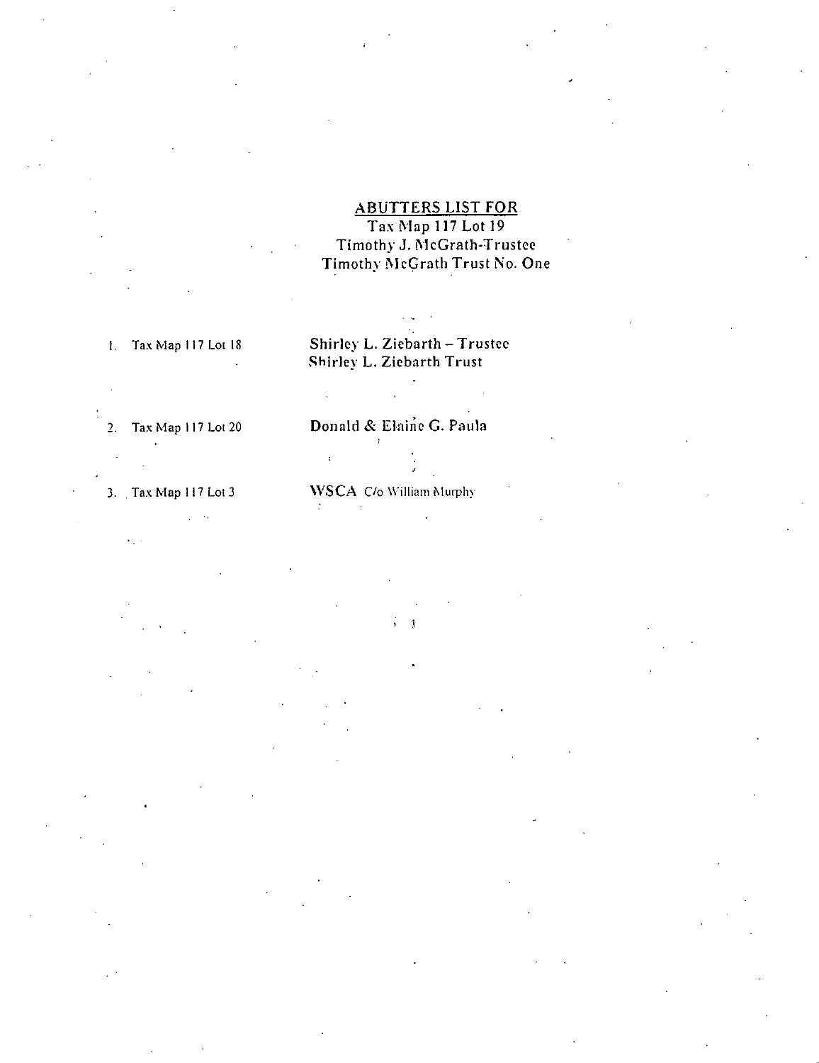## ABUTTERS LIST FOR

Tax Map 117 Lot 19
Timothy J. McGrath-Trustee
Timothy McGrath Trust No. One

1. Tax Map 117 Lot 18 — Shirley L. Ziebarth – Trustee
   Shirley L. Ziebarth Trust

2. Tax Map 117 Lot 20 — Donald & Elaine G. Paula

3. Tax Map 117 Lot 3 — WSCA C/o William Murphy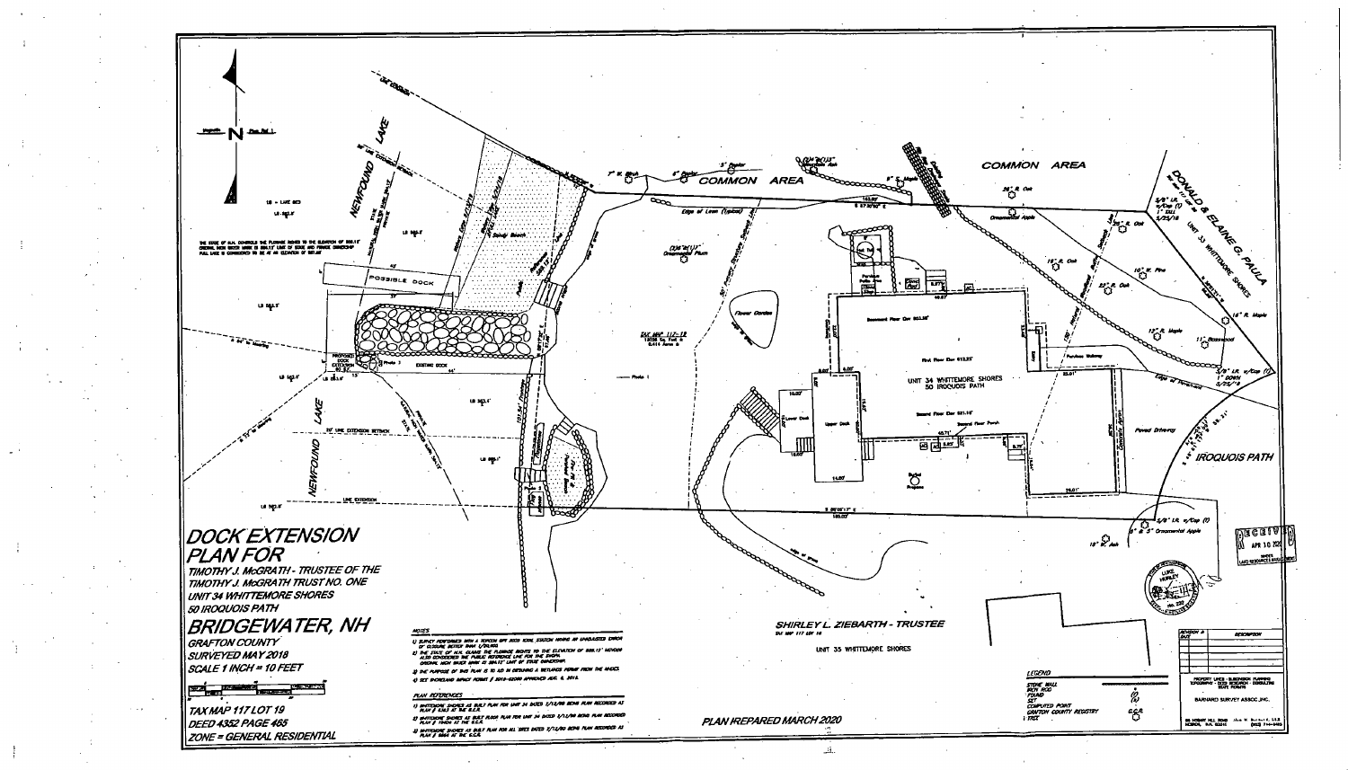# DOCK EXTENSION PLAN FOR

TIMOTHY J. McGRATH - TRUSTEE OF THE TIMOTHY J. McGRATH TRUST NO. ONE

UNIT 34 WHITTEMORE SHORES

50 IROQUOIS PATH

## BRIDGEWATER, NH

GRAFTON COUNTY

SURVEYED MAY 2018

SCALE 1 INCH = 10 FEET

TAX MAP 117 LOT 19

DEED 4352 PAGE 465

ZONE = GENERAL RESIDENTIAL

NEWFOUND LAKE

COMMON AREA

DONALD & ELAINE G. PAULA

UNIT 33 WHITTEMORE SHORES

UNIT 34 WHITTEMORE SHORES

50 IROQUOIS PATH

IROQUOIS PATH

TAX MAP 117-19

POSSIBLE DOCK

PROPOSED DOCK EXTENSION

EXISTING DOCK

Sandy Beach

Flower Garden

Upper Deck

Lower Deck

Basement Floor Elev 603.38'

First Floor Elev 613.23'

Second Floor Elev 621.19'

Paved Driveway

SHIRLEY L. ZIEBARTH - TRUSTEE

TAX MAP 117 LOT 18

UNIT 35 WHITTEMORE SHORES

THE STATE OF N.H. CONTROLS THE FLOWAGE RIGHTS TO THE ELEVATION OF 589.13'

### NOTES

1) SURVEY PERFORMED WITH A TOPCON GPT 3003 TOTAL STATION HAVING AN UNADJUSTED ERROR OF CLOSURE BETTER THAN 1/20,000.

2) THE STATE OF N.H. CLAIMS THE FLOWAGE RIGHTS TO THE ELEVATION OF 589.13' NGVD29 ALSO CONSIDERED THE PUBLIC REFERENCE LINE FOR THE SWQPA.

3) THE PURPOSE OF THIS PLAN IS TO AID IN OBTAINING A WETLANDS PERMIT FROM THE NHDES.

4) SEE SHORELAND IMPACT PERMIT # 2015-02099 APPROVED AUG. 6, 2015.

### PLAN REFERENCES

1) WHITTEMORE SHORES AS BUILT PLAN FOR UNIT 34 DATED 7/13/88 BEING PLAN RECORDED AT PLAN # 6363 AT THE G.C.R.

2) WHITTEMORE SHORES AS BUILT FLOOR PLAN FOR UNIT 34 DATED 7/13/88 BEING PLAN RECORDED AT PLAN # 10404 AT THE G.C.R.

3) WHITTEMORE SHORES AS BUILT PLAN FOR ALL SITES DATED 7/13/88 BEING PLAN RECORDED AT PLAN # 6664 AT THE G.C.R.

PLAN PREPARED MARCH 2020

### LEGEND

STONE WALL

IRON ROD FOUND

SET

COMPUTED POINT

GRAFTON COUNTY REGISTRY — G.C.R.

TREE

BARNARD SURVEY ASSOC. INC.

RECEIVED APR 10 2020